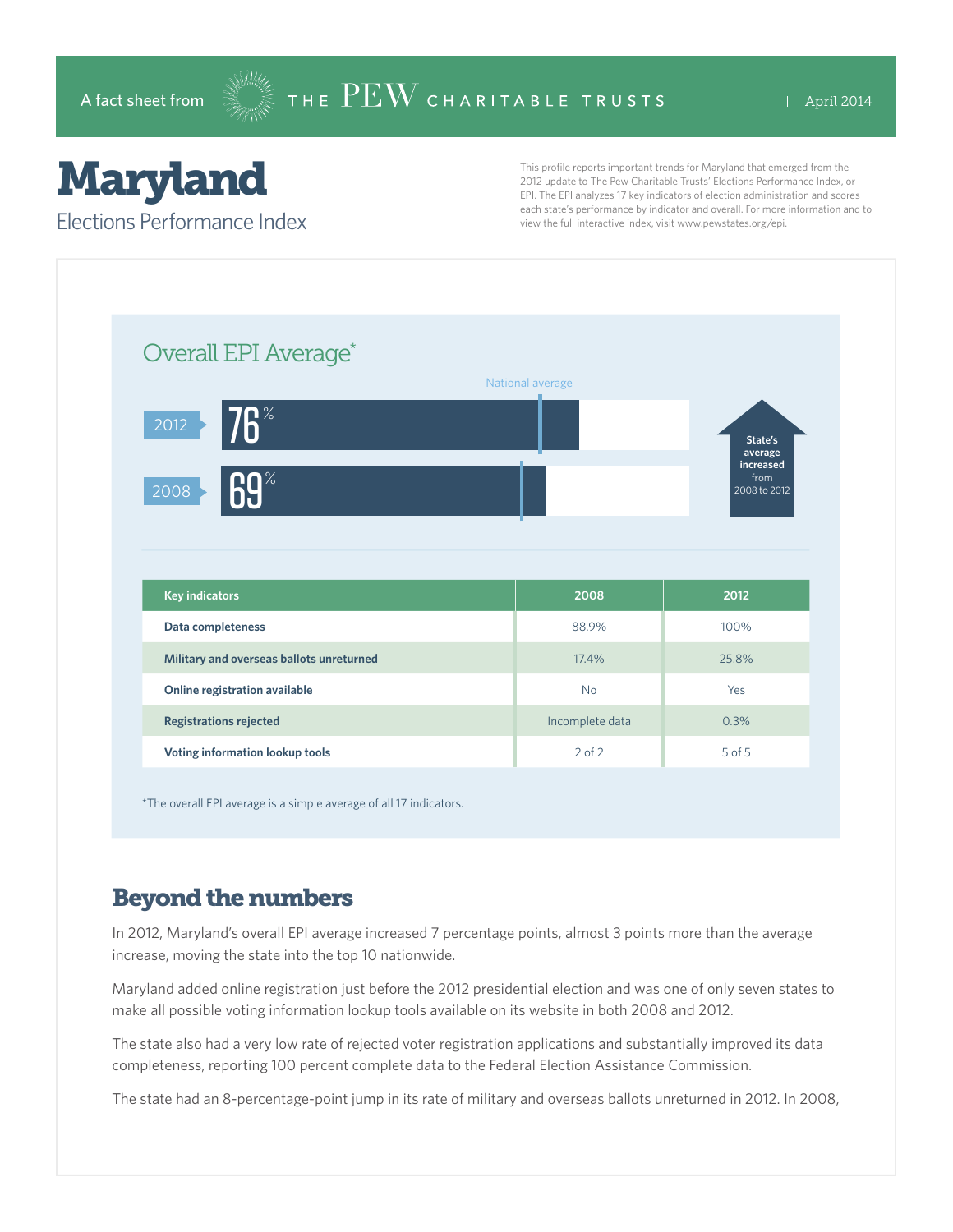A fact sheet from THE PEW CHARITABLE TRUSTS | April 2014

# Maryland

## Elections Performance Index

This profile reports important trends for Maryland that emerged from the 2012 update to The Pew Charitable Trusts' Elections Performance Index, or EPI. The EPI analyzes 17 key indicators of election administration and scores each state's performance by indicator and overall. For more information and to view the full interactive index, visit www.pewstates.org/epi.

### Overall EPI Average*

National average

| Year | Overall EPI Average |
|---|---|
| 2012 | 76% |
| 2008 | 69% |

State's average increased from 2008 to 2012

| Key indicators | 2008 | 2012 |
|---|---|---|
| Data completeness | 88.9% | 100% |
| Military and overseas ballots unreturned | 17.4% | 25.8% |
| Online registration available | No | Yes |
| Registrations rejected | Incomplete data | 0.3% |
| Voting information lookup tools | 2 of 2 | 5 of 5 |

*The overall EPI average is a simple average of all 17 indicators.

## Beyond the numbers

In 2012, Maryland's overall EPI average increased 7 percentage points, almost 3 points more than the average increase, moving the state into the top 10 nationwide.

Maryland added online registration just before the 2012 presidential election and was one of only seven states to make all possible voting information lookup tools available on its website in both 2008 and 2012.

The state also had a very low rate of rejected voter registration applications and substantially improved its data completeness, reporting 100 percent complete data to the Federal Election Assistance Commission.

The state had an 8-percentage-point jump in its rate of military and overseas ballots unreturned in 2012. In 2008,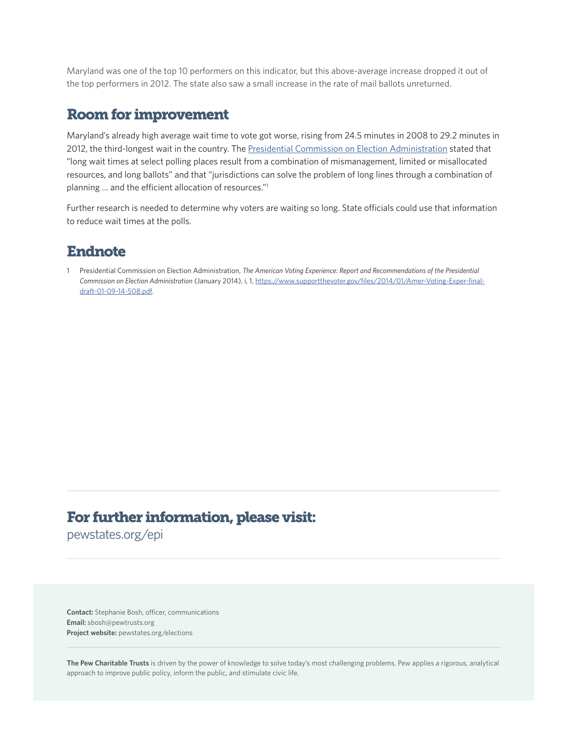Maryland was one of the top 10 performers on this indicator, but this above-average increase dropped it out of the top performers in 2012. The state also saw a small increase in the rate of mail ballots unreturned.

## Room for improvement

Maryland's already high average wait time to vote got worse, rising from 24.5 minutes in 2008 to 29.2 minutes in 2012, the third-longest wait in the country. The Presidential Commission on Election Administration stated that "long wait times at select polling places result from a combination of mismanagement, limited or misallocated resources, and long ballots" and that "jurisdictions can solve the problem of long lines through a combination of planning ... and the efficient allocation of resources."[1]

Further research is needed to determine why voters are waiting so long. State officials could use that information to reduce wait times at the polls.

## Endnote

1 Presidential Commission on Election Administration, *The American Voting Experience: Report and Recommendations of the Presidential Commission on Election Administration* (January 2014), i, 1, https://www.supportthevoter.gov/files/2014/01/Amer-Voting-Exper-final-draft-01-09-14-508.pdf.

## For further information, please visit:

pewstates.org/epi

**Contact:** Stephanie Bosh, officer, communications
**Email:** sbosh@pewtrusts.org
**Project website:** pewstates.org/elections

**The Pew Charitable Trusts** is driven by the power of knowledge to solve today's most challenging problems. Pew applies a rigorous, analytical approach to improve public policy, inform the public, and stimulate civic life.